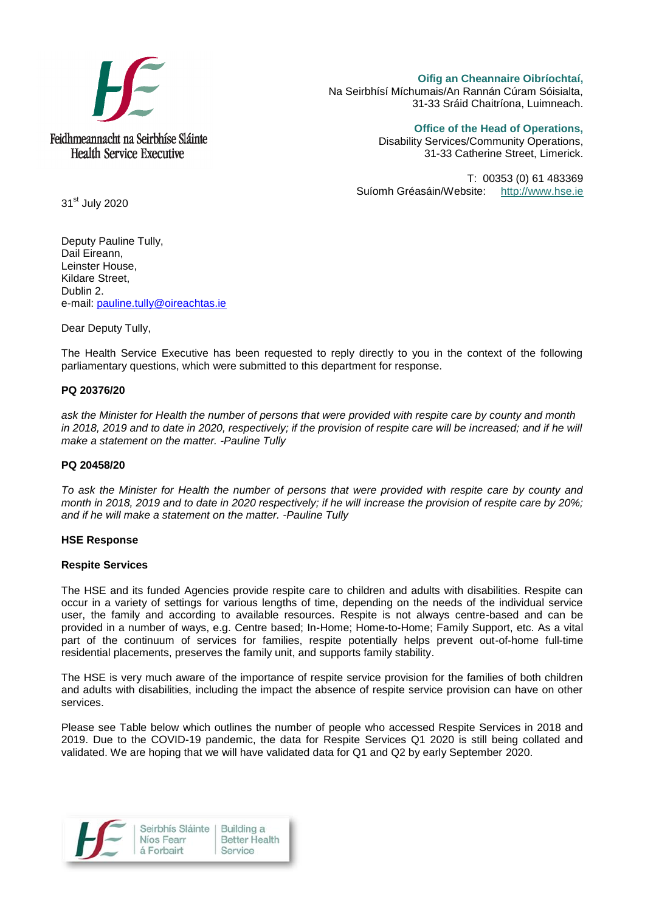Feidhmeannacht na Seirbhíse Sláinte
Health Service Executive

**Oifig an Cheannaire Oibríochtaí,**
Na Seirbhísí Míchumais/An Rannán Cúram Sóisialta,
31-33 Sráid Chaitríona, Luimneach.

**Office of the Head of Operations,**
Disability Services/Community Operations,
31-33 Catherine Street, Limerick.

T: 00353 (0) 61 483369
Suíomh Gréasáin/Website: http://www.hse.ie

31st July 2020

Deputy Pauline Tully,
Dail Eireann,
Leinster House,
Kildare Street,
Dublin 2.
e-mail: pauline.tully@oireachtas.ie

Dear Deputy Tully,

The Health Service Executive has been requested to reply directly to you in the context of the following parliamentary questions, which were submitted to this department for response.

**PQ 20376/20**

*ask the Minister for Health the number of persons that were provided with respite care by county and month in 2018, 2019 and to date in 2020, respectively; if the provision of respite care will be increased; and if he will make a statement on the matter. -Pauline Tully*

**PQ 20458/20**

*To ask the Minister for Health the number of persons that were provided with respite care by county and month in 2018, 2019 and to date in 2020 respectively; if he will increase the provision of respite care by 20%; and if he will make a statement on the matter. -Pauline Tully*

**HSE Response**

**Respite Services**

The HSE and its funded Agencies provide respite care to children and adults with disabilities. Respite can occur in a variety of settings for various lengths of time, depending on the needs of the individual service user, the family and according to available resources. Respite is not always centre-based and can be provided in a number of ways, e.g. Centre based; In-Home; Home-to-Home; Family Support, etc. As a vital part of the continuum of services for families, respite potentially helps prevent out-of-home full-time residential placements, preserves the family unit, and supports family stability.

The HSE is very much aware of the importance of respite service provision for the families of both children and adults with disabilities, including the impact the absence of respite service provision can have on other services.

Please see Table below which outlines the number of people who accessed Respite Services in 2018 and 2019. Due to the COVID-19 pandemic, the data for Respite Services Q1 2020 is still being collated and validated. We are hoping that we will have validated data for Q1 and Q2 by early September 2020.

Seirbhís Sláinte Níos Fearr á Forbairt | Building a Better Health Service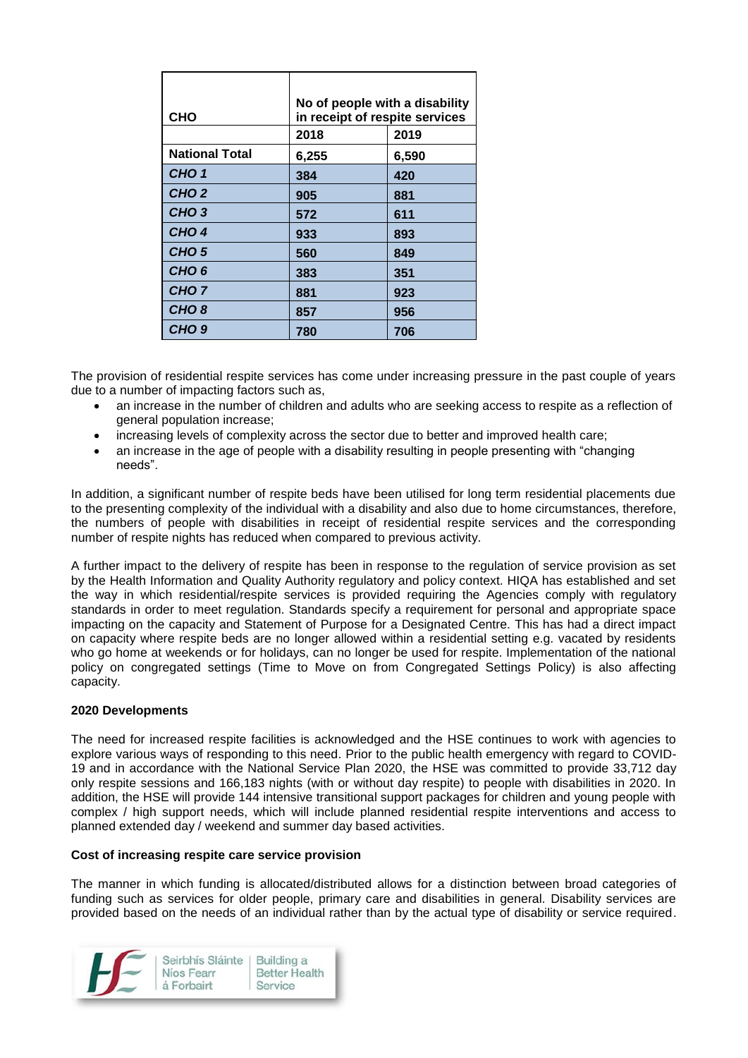| CHO | No of people with a disability in receipt of respite services | |
|---|---|---|
| | 2018 | 2019 |
| **National Total** | **6,255** | **6,590** |
| ***CHO 1*** | **384** | **420** |
| ***CHO 2*** | **905** | **881** |
| ***CHO 3*** | **572** | **611** |
| ***CHO 4*** | **933** | **893** |
| ***CHO 5*** | **560** | **849** |
| ***CHO 6*** | **383** | **351** |
| ***CHO 7*** | **881** | **923** |
| ***CHO 8*** | **857** | **956** |
| ***CHO 9*** | **780** | **706** |

The provision of residential respite services has come under increasing pressure in the past couple of years due to a number of impacting factors such as,

- an increase in the number of children and adults who are seeking access to respite as a reflection of general population increase;
- increasing levels of complexity across the sector due to better and improved health care;
- an increase in the age of people with a disability resulting in people presenting with "changing needs".

In addition, a significant number of respite beds have been utilised for long term residential placements due to the presenting complexity of the individual with a disability and also due to home circumstances, therefore, the numbers of people with disabilities in receipt of residential respite services and the corresponding number of respite nights has reduced when compared to previous activity.

A further impact to the delivery of respite has been in response to the regulation of service provision as set by the Health Information and Quality Authority regulatory and policy context. HIQA has established and set the way in which residential/respite services is provided requiring the Agencies comply with regulatory standards in order to meet regulation. Standards specify a requirement for personal and appropriate space impacting on the capacity and Statement of Purpose for a Designated Centre. This has had a direct impact on capacity where respite beds are no longer allowed within a residential setting e.g. vacated by residents who go home at weekends or for holidays, can no longer be used for respite. Implementation of the national policy on congregated settings (Time to Move on from Congregated Settings Policy) is also affecting capacity.

**2020 Developments**

The need for increased respite facilities is acknowledged and the HSE continues to work with agencies to explore various ways of responding to this need. Prior to the public health emergency with regard to COVID-19 and in accordance with the National Service Plan 2020, the HSE was committed to provide 33,712 day only respite sessions and 166,183 nights (with or without day respite) to people with disabilities in 2020. In addition, the HSE will provide 144 intensive transitional support packages for children and young people with complex / high support needs, which will include planned residential respite interventions and access to planned extended day / weekend and summer day based activities.

**Cost of increasing respite care service provision**

The manner in which funding is allocated/distributed allows for a distinction between broad categories of funding such as services for older people, primary care and disabilities in general. Disability services are provided based on the needs of an individual rather than by the actual type of disability or service required.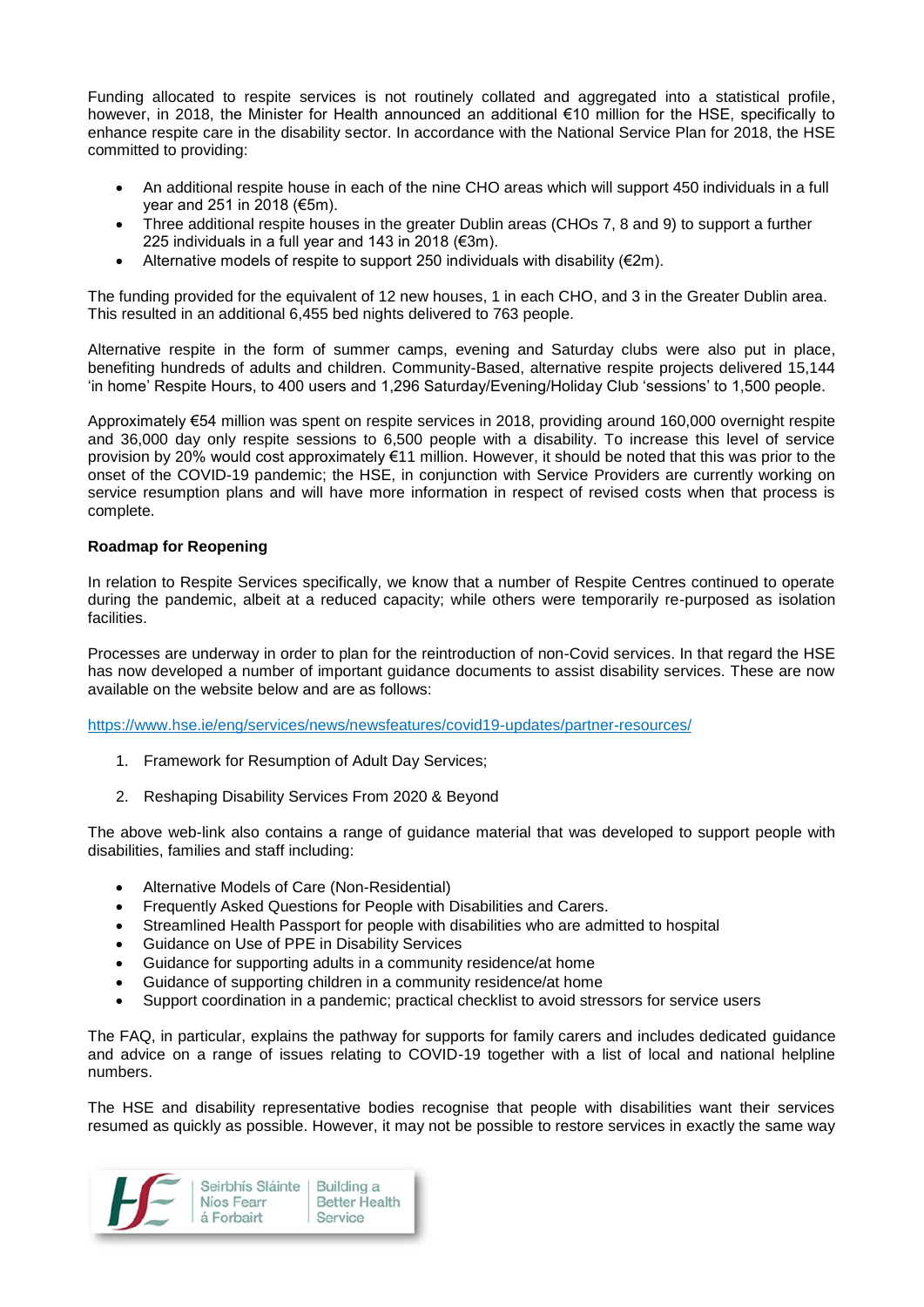Funding allocated to respite services is not routinely collated and aggregated into a statistical profile, however, in 2018, the Minister for Health announced an additional €10 million for the HSE, specifically to enhance respite care in the disability sector. In accordance with the National Service Plan for 2018, the HSE committed to providing:

- An additional respite house in each of the nine CHO areas which will support 450 individuals in a full year and 251 in 2018 (€5m).
- Three additional respite houses in the greater Dublin areas (CHOs 7, 8 and 9) to support a further 225 individuals in a full year and 143 in 2018 (€3m).
- Alternative models of respite to support 250 individuals with disability (€2m).

The funding provided for the equivalent of 12 new houses, 1 in each CHO, and 3 in the Greater Dublin area. This resulted in an additional 6,455 bed nights delivered to 763 people.

Alternative respite in the form of summer camps, evening and Saturday clubs were also put in place, benefiting hundreds of adults and children. Community-Based, alternative respite projects delivered 15,144 'in home' Respite Hours, to 400 users and 1,296 Saturday/Evening/Holiday Club 'sessions' to 1,500 people.

Approximately €54 million was spent on respite services in 2018, providing around 160,000 overnight respite and 36,000 day only respite sessions to 6,500 people with a disability. To increase this level of service provision by 20% would cost approximately €11 million. However, it should be noted that this was prior to the onset of the COVID-19 pandemic; the HSE, in conjunction with Service Providers are currently working on service resumption plans and will have more information in respect of revised costs when that process is complete.

**Roadmap for Reopening**

In relation to Respite Services specifically, we know that a number of Respite Centres continued to operate during the pandemic, albeit at a reduced capacity; while others were temporarily re-purposed as isolation facilities.

Processes are underway in order to plan for the reintroduction of non-Covid services. In that regard the HSE has now developed a number of important guidance documents to assist disability services. These are now available on the website below and are as follows:

https://www.hse.ie/eng/services/news/newsfeatures/covid19-updates/partner-resources/

1. Framework for Resumption of Adult Day Services;
2. Reshaping Disability Services From 2020 & Beyond

The above web-link also contains a range of guidance material that was developed to support people with disabilities, families and staff including:

- Alternative Models of Care (Non-Residential)
- Frequently Asked Questions for People with Disabilities and Carers.
- Streamlined Health Passport for people with disabilities who are admitted to hospital
- Guidance on Use of PPE in Disability Services
- Guidance for supporting adults in a community residence/at home
- Guidance of supporting children in a community residence/at home
- Support coordination in a pandemic; practical checklist to avoid stressors for service users

The FAQ, in particular, explains the pathway for supports for family carers and includes dedicated guidance and advice on a range of issues relating to COVID-19 together with a list of local and national helpline numbers.

The HSE and disability representative bodies recognise that people with disabilities want their services resumed as quickly as possible. However, it may not be possible to restore services in exactly the same way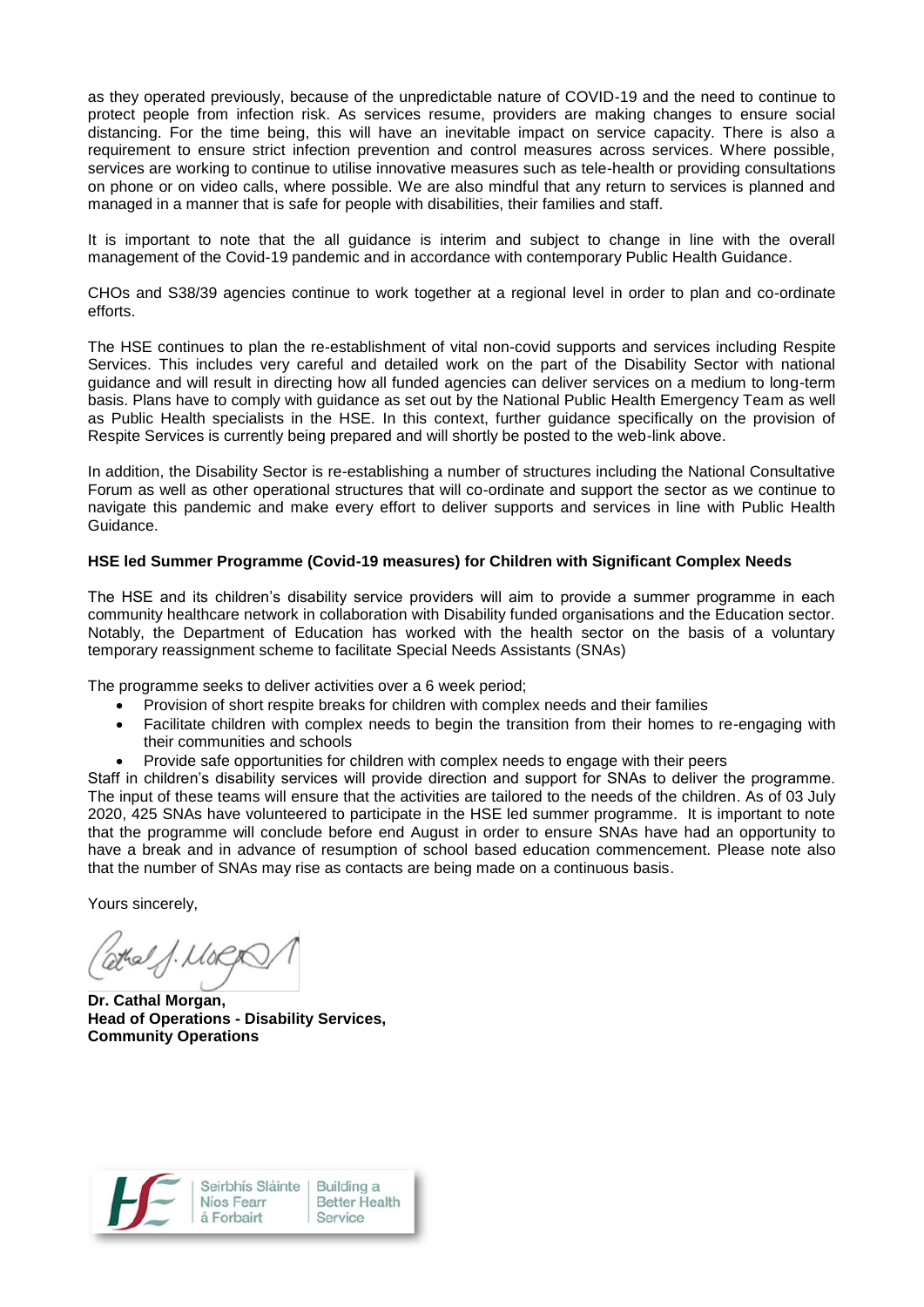as they operated previously, because of the unpredictable nature of COVID-19 and the need to continue to protect people from infection risk. As services resume, providers are making changes to ensure social distancing. For the time being, this will have an inevitable impact on service capacity. There is also a requirement to ensure strict infection prevention and control measures across services. Where possible, services are working to continue to utilise innovative measures such as tele-health or providing consultations on phone or on video calls, where possible. We are also mindful that any return to services is planned and managed in a manner that is safe for people with disabilities, their families and staff.

It is important to note that the all guidance is interim and subject to change in line with the overall management of the Covid-19 pandemic and in accordance with contemporary Public Health Guidance.

CHOs and S38/39 agencies continue to work together at a regional level in order to plan and co-ordinate efforts.

The HSE continues to plan the re-establishment of vital non-covid supports and services including Respite Services. This includes very careful and detailed work on the part of the Disability Sector with national guidance and will result in directing how all funded agencies can deliver services on a medium to long-term basis. Plans have to comply with guidance as set out by the National Public Health Emergency Team as well as Public Health specialists in the HSE. In this context, further guidance specifically on the provision of Respite Services is currently being prepared and will shortly be posted to the web-link above.

In addition, the Disability Sector is re-establishing a number of structures including the National Consultative Forum as well as other operational structures that will co-ordinate and support the sector as we continue to navigate this pandemic and make every effort to deliver supports and services in line with Public Health Guidance.

**HSE led Summer Programme (Covid-19 measures) for Children with Significant Complex Needs**

The HSE and its children's disability service providers will aim to provide a summer programme in each community healthcare network in collaboration with Disability funded organisations and the Education sector. Notably, the Department of Education has worked with the health sector on the basis of a voluntary temporary reassignment scheme to facilitate Special Needs Assistants (SNAs)

The programme seeks to deliver activities over a 6 week period;

- Provision of short respite breaks for children with complex needs and their families
- Facilitate children with complex needs to begin the transition from their homes to re-engaging with their communities and schools
- Provide safe opportunities for children with complex needs to engage with their peers

Staff in children's disability services will provide direction and support for SNAs to deliver the programme. The input of these teams will ensure that the activities are tailored to the needs of the children. As of 03 July 2020, 425 SNAs have volunteered to participate in the HSE led summer programme. It is important to note that the programme will conclude before end August in order to ensure SNAs have had an opportunity to have a break and in advance of resumption of school based education commencement. Please note also that the number of SNAs may rise as contacts are being made on a continuous basis.

Yours sincerely,

**Dr. Cathal Morgan,**
**Head of Operations - Disability Services,**
**Community Operations**

Seirbhís Sláinte Níos Fearr á Forbairt | Building a Better Health Service